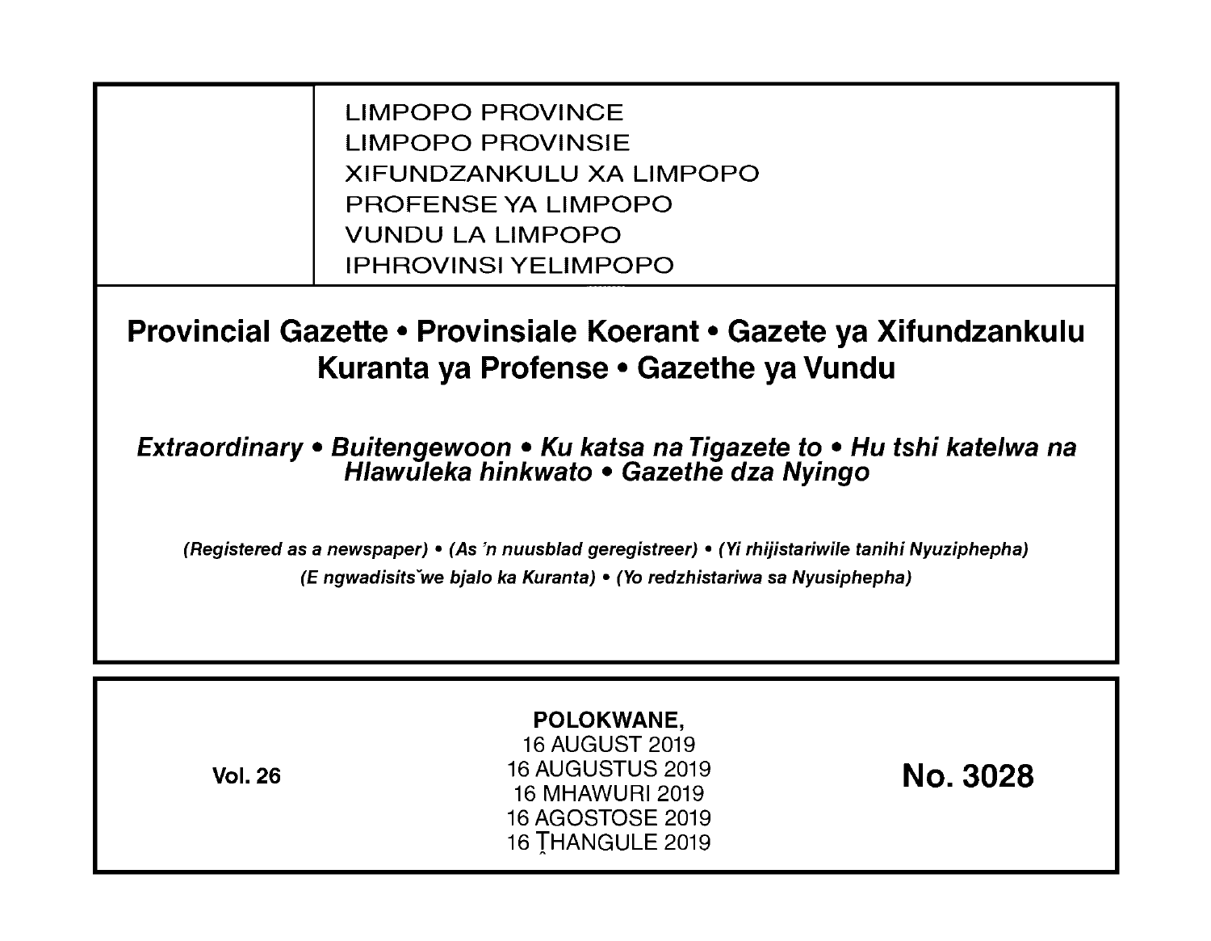LIMPOPO PROVINCE
LIMPOPO PROVINSIE
XIFUNDZANKULU XA LIMPOPO
PROFENSE YA LIMPOPO
VUNDU LA LIMPOPO
IPHROVINSI YELIMPOPO

# Provincial Gazette • Provinsiale Koerant • Gazete ya Xifundzankulu Kuranta ya Profense • Gazethe ya Vundu

## *Extraordinary • Buitengewoon • Ku katsa na Tigazete to • Hu tshi katelwa na Hlawuleka hinkwato • Gazethe dza Nyingo*

***(Registered as a newspaper) • (As 'n nuusblad geregistreer) • (Yi rhijistariwile tanihi Nyuziphepha) (E ngwadisitšwe bjalo ka Kuranta) • (Yo redzhistariwa sa Nyusiphepha)***

**Vol. 26**

**POLOKWANE,**
16 AUGUST 2019
16 AUGUSTUS 2019
16 MHAWURI 2019
16 AGOSTOSE 2019
16 ṰHANGULE 2019

**No. 3028**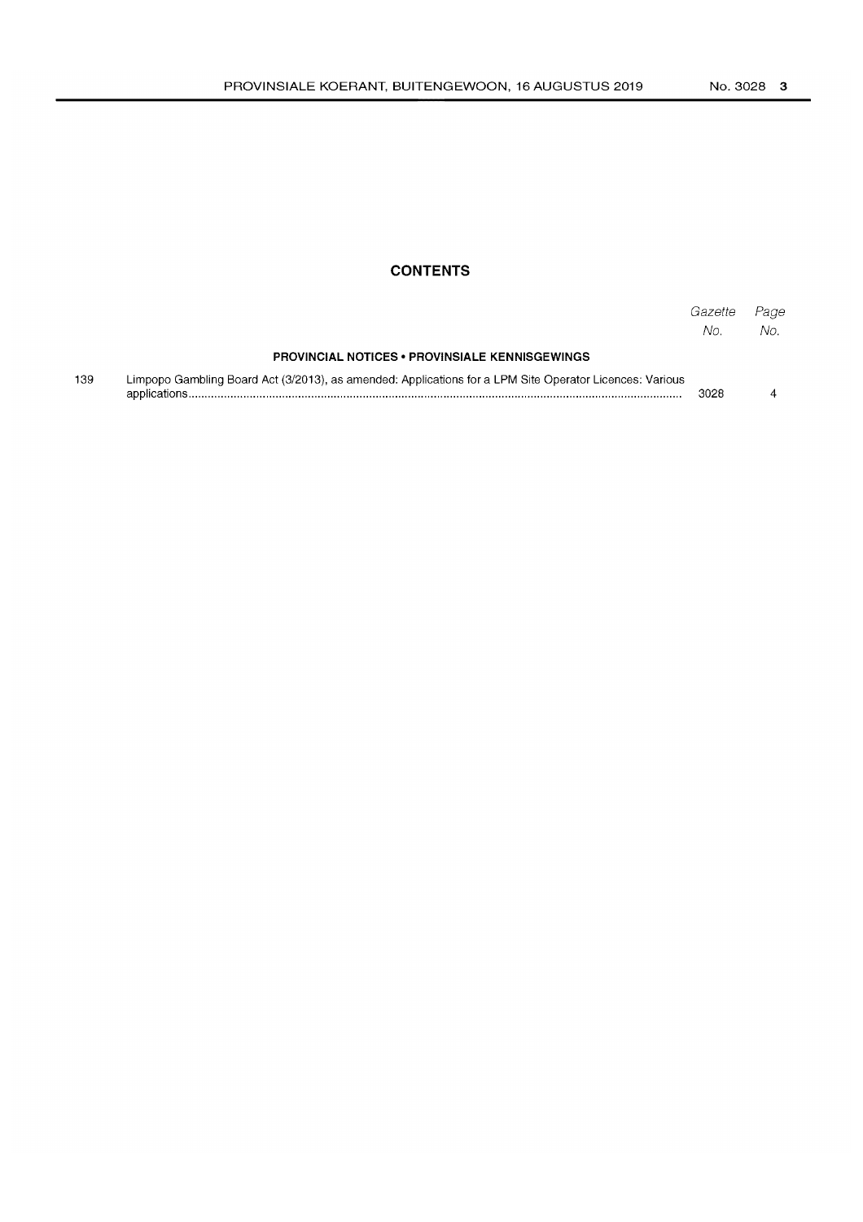## CONTENTS

| | | Gazette No. | Page No. |
|---|---|---|---|
| | **PROVINCIAL NOTICES • PROVINSIALE KENNISGEWINGS** | | |
| 139 | Limpopo Gambling Board Act (3/2013), as amended: Applications for a LPM Site Operator Licences: Various applications | 3028 | 4 |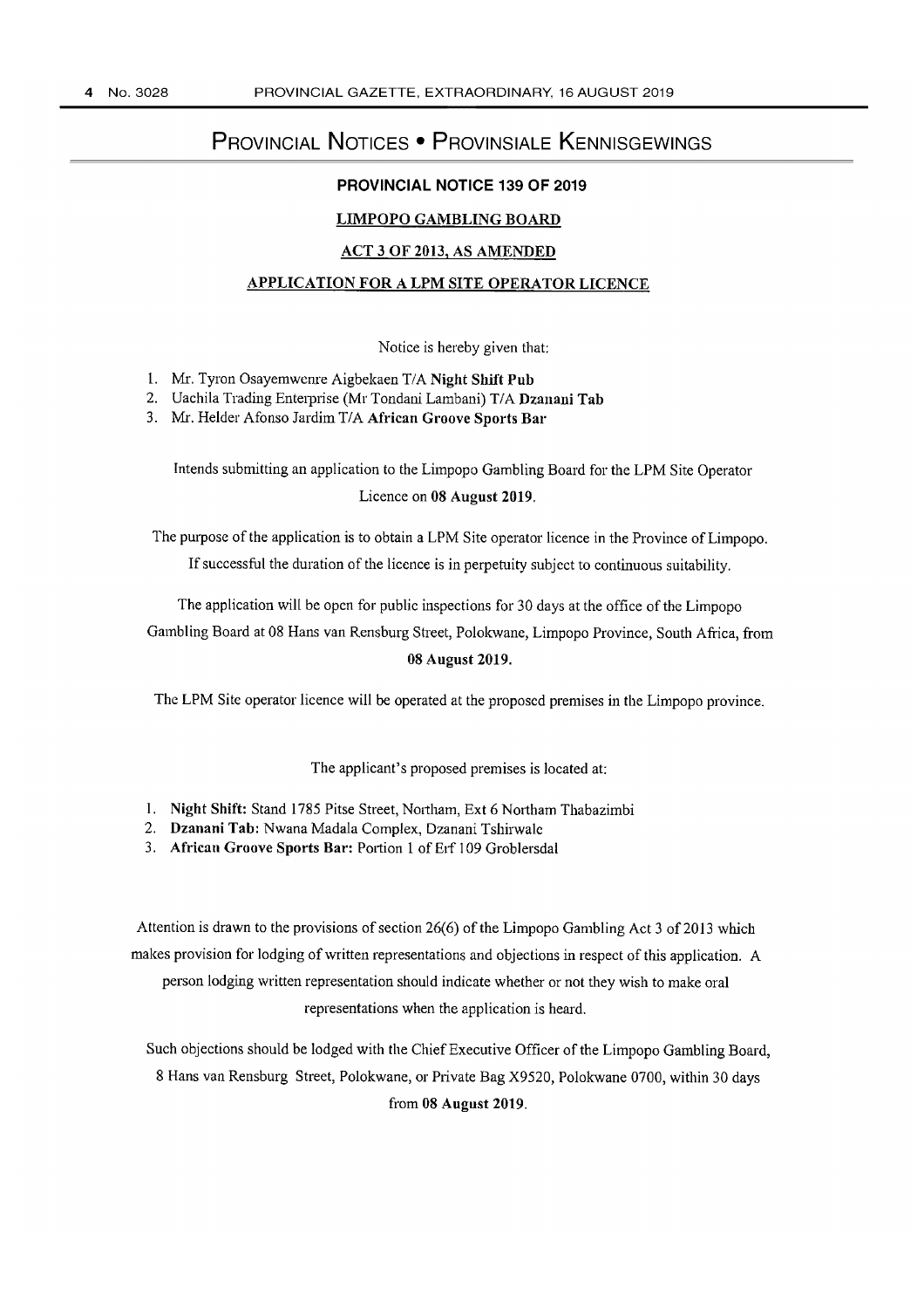# Provincial Notices • Provinsiale Kennisgewings

## PROVINCIAL NOTICE 139 OF 2019

### LIMPOPO GAMBLING BOARD

### ACT 3 OF 2013, AS AMENDED

### APPLICATION FOR A LPM SITE OPERATOR LICENCE

Notice is hereby given that:

1. Mr. Tyron Osayemwenre Aigbekaen T/A **Night Shift Pub**
2. Uachila Trading Enterprise (Mr Tondani Lambani) T/A **Dzanani Tab**
3. Mr. Helder Afonso Jardim T/A **African Groove Sports Bar**

Intends submitting an application to the Limpopo Gambling Board for the LPM Site Operator Licence on **08 August 2019**.

The purpose of the application is to obtain a LPM Site operator licence in the Province of Limpopo. If successful the duration of the licence is in perpetuity subject to continuous suitability.

The application will be open for public inspections for 30 days at the office of the Limpopo Gambling Board at 08 Hans van Rensburg Street, Polokwane, Limpopo Province, South Africa, from **08 August 2019.**

The LPM Site operator licence will be operated at the proposed premises in the Limpopo province.

The applicant's proposed premises is located at:

1. **Night Shift:** Stand 1785 Pitse Street, Northam, Ext 6 Northam Thabazimbi
2. **Dzanani Tab:** Nwana Madala Complex, Dzanani Tshirwale
3. **African Groove Sports Bar:** Portion 1 of Erf 109 Groblersdal

Attention is drawn to the provisions of section 26(6) of the Limpopo Gambling Act 3 of 2013 which makes provision for lodging of written representations and objections in respect of this application. A person lodging written representation should indicate whether or not they wish to make oral representations when the application is heard.

Such objections should be lodged with the Chief Executive Officer of the Limpopo Gambling Board, 8 Hans van Rensburg Street, Polokwane, or Private Bag X9520, Polokwane 0700, within 30 days from **08 August 2019**.